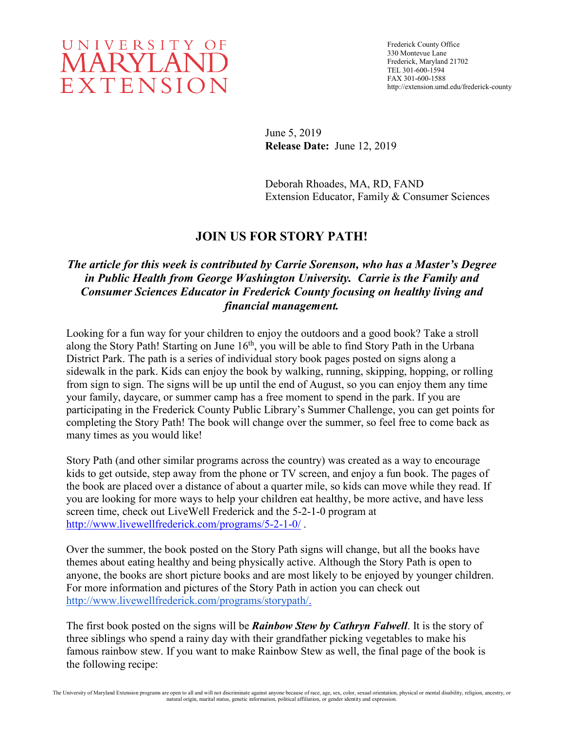UNIVERSITY OF MARYLAND EXTENSION

Frederick County Office
330 Montevue Lane
Frederick, Maryland 21702
TEL 301-600-1594
FAX 301-600-1588
http://extension.umd.edu/frederick-county

June 5, 2019
**Release Date:** June 12, 2019

Deborah Rhoades, MA, RD, FAND
Extension Educator, Family & Consumer Sciences

# JOIN US FOR STORY PATH!

***The article for this week is contributed by Carrie Sorenson, who has a Master's Degree in Public Health from George Washington University. Carrie is the Family and Consumer Sciences Educator in Frederick County focusing on healthy living and financial management.***

Looking for a fun way for your children to enjoy the outdoors and a good book? Take a stroll along the Story Path! Starting on June 16th, you will be able to find Story Path in the Urbana District Park. The path is a series of individual story book pages posted on signs along a sidewalk in the park. Kids can enjoy the book by walking, running, skipping, hopping, or rolling from sign to sign. The signs will be up until the end of August, so you can enjoy them any time your family, daycare, or summer camp has a free moment to spend in the park. If you are participating in the Frederick County Public Library's Summer Challenge, you can get points for completing the Story Path! The book will change over the summer, so feel free to come back as many times as you would like!

Story Path (and other similar programs across the country) was created as a way to encourage kids to get outside, step away from the phone or TV screen, and enjoy a fun book. The pages of the book are placed over a distance of about a quarter mile, so kids can move while they read. If you are looking for more ways to help your children eat healthy, be more active, and have less screen time, check out LiveWell Frederick and the 5-2-1-0 program at http://www.livewellfrederick.com/programs/5-2-1-0/ .

Over the summer, the book posted on the Story Path signs will change, but all the books have themes about eating healthy and being physically active. Although the Story Path is open to anyone, the books are short picture books and are most likely to be enjoyed by younger children. For more information and pictures of the Story Path in action you can check out http://www.livewellfrederick.com/programs/storypath/.

The first book posted on the signs will be ***Rainbow Stew by Cathryn Falwell***. It is the story of three siblings who spend a rainy day with their grandfather picking vegetables to make his famous rainbow stew. If you want to make Rainbow Stew as well, the final page of the book is the following recipe:

The University of Maryland Extension programs are open to all and will not discriminate against anyone because of race, age, sex, color, sexual orientation, physical or mental disability, religion, ancestry, or natural origin, marital status, genetic information, political affiliation, or gender identity and expression.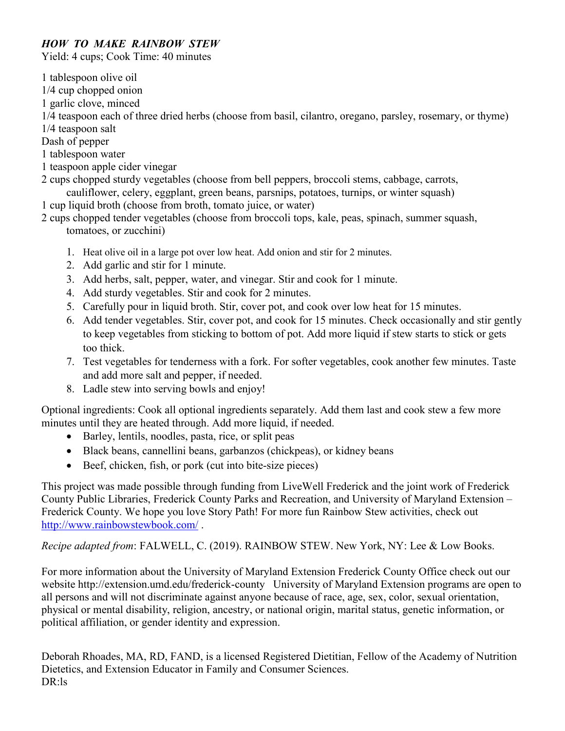***HOW TO MAKE RAINBOW STEW***

Yield: 4 cups; Cook Time: 40 minutes

1 tablespoon olive oil
1/4 cup chopped onion
1 garlic clove, minced
1/4 teaspoon each of three dried herbs (choose from basil, cilantro, oregano, parsley, rosemary, or thyme)
1/4 teaspoon salt
Dash of pepper
1 tablespoon water
1 teaspoon apple cider vinegar
2 cups chopped sturdy vegetables (choose from bell peppers, broccoli stems, cabbage, carrots, cauliflower, celery, eggplant, green beans, parsnips, potatoes, turnips, or winter squash)
1 cup liquid broth (choose from broth, tomato juice, or water)
2 cups chopped tender vegetables (choose from broccoli tops, kale, peas, spinach, summer squash, tomatoes, or zucchini)

1. Heat olive oil in a large pot over low heat. Add onion and stir for 2 minutes.
2. Add garlic and stir for 1 minute.
3. Add herbs, salt, pepper, water, and vinegar. Stir and cook for 1 minute.
4. Add sturdy vegetables. Stir and cook for 2 minutes.
5. Carefully pour in liquid broth. Stir, cover pot, and cook over low heat for 15 minutes.
6. Add tender vegetables. Stir, cover pot, and cook for 15 minutes. Check occasionally and stir gently to keep vegetables from sticking to bottom of pot. Add more liquid if stew starts to stick or gets too thick.
7. Test vegetables for tenderness with a fork. For softer vegetables, cook another few minutes. Taste and add more salt and pepper, if needed.
8. Ladle stew into serving bowls and enjoy!

Optional ingredients: Cook all optional ingredients separately. Add them last and cook stew a few more minutes until they are heated through. Add more liquid, if needed.

- Barley, lentils, noodles, pasta, rice, or split peas
- Black beans, cannellini beans, garbanzos (chickpeas), or kidney beans
- Beef, chicken, fish, or pork (cut into bite-size pieces)

This project was made possible through funding from LiveWell Frederick and the joint work of Frederick County Public Libraries, Frederick County Parks and Recreation, and University of Maryland Extension – Frederick County. We hope you love Story Path! For more fun Rainbow Stew activities, check out http://www.rainbowstewbook.com/ .

*Recipe adapted from*: FALWELL, C. (2019). RAINBOW STEW. New York, NY: Lee & Low Books.

For more information about the University of Maryland Extension Frederick County Office check out our website http://extension.umd.edu/frederick-county University of Maryland Extension programs are open to all persons and will not discriminate against anyone because of race, age, sex, color, sexual orientation, physical or mental disability, religion, ancestry, or national origin, marital status, genetic information, or political affiliation, or gender identity and expression.

Deborah Rhoades, MA, RD, FAND, is a licensed Registered Dietitian, Fellow of the Academy of Nutrition Dietetics, and Extension Educator in Family and Consumer Sciences.
DR:ls